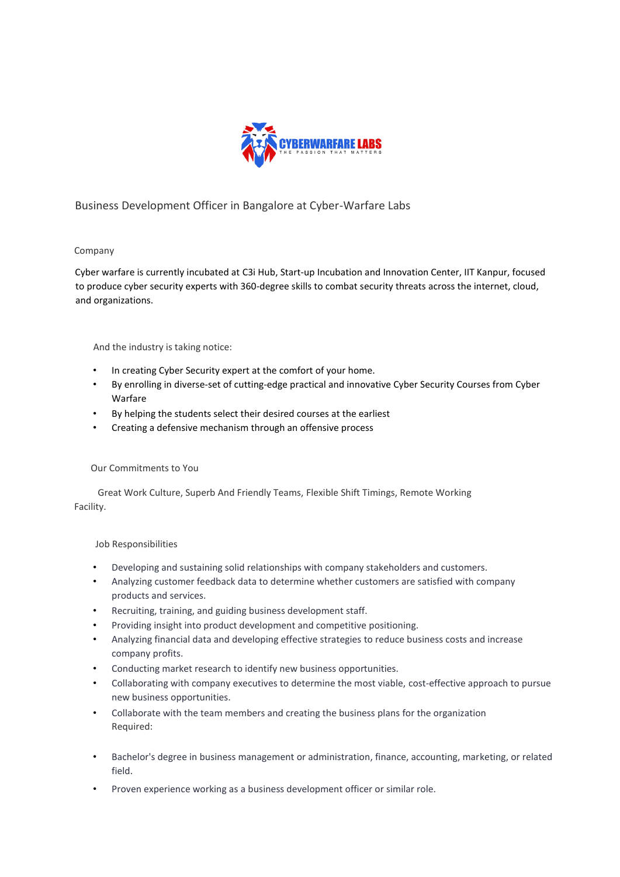CYBERWARFARE LABS
THE PASSION THAT MATTERS

# Business Development Officer in Bangalore at Cyber-Warfare Labs

## Company

Cyber warfare is currently incubated at C3i Hub, Start-up Incubation and Innovation Center, IIT Kanpur, focused to produce cyber security experts with 360-degree skills to combat security threats across the internet, cloud, and organizations.

And the industry is taking notice:

- In creating Cyber Security expert at the comfort of your home.
- By enrolling in diverse-set of cutting-edge practical and innovative Cyber Security Courses from Cyber Warfare
- By helping the students select their desired courses at the earliest
- Creating a defensive mechanism through an offensive process

## Our Commitments to You

Great Work Culture, Superb And Friendly Teams, Flexible Shift Timings, Remote Working Facility.

## Job Responsibilities

- Developing and sustaining solid relationships with company stakeholders and customers.
- Analyzing customer feedback data to determine whether customers are satisfied with company products and services.
- Recruiting, training, and guiding business development staff.
- Providing insight into product development and competitive positioning.
- Analyzing financial data and developing effective strategies to reduce business costs and increase company profits.
- Conducting market research to identify new business opportunities.
- Collaborating with company executives to determine the most viable, cost-effective approach to pursue new business opportunities.
- Collaborate with the team members and creating the business plans for the organization

Required:

- Bachelor's degree in business management or administration, finance, accounting, marketing, or related field.
- Proven experience working as a business development officer or similar role.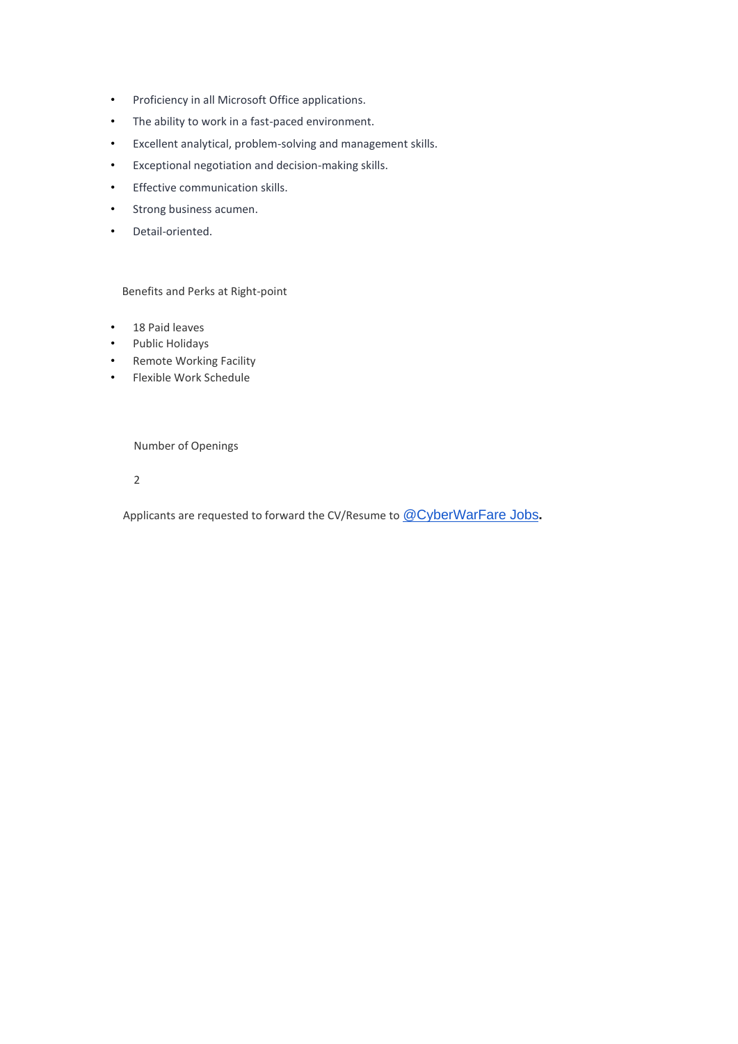- Proficiency in all Microsoft Office applications.
- The ability to work in a fast-paced environment.
- Excellent analytical, problem-solving and management skills.
- Exceptional negotiation and decision-making skills.
- Effective communication skills.
- Strong business acumen.
- Detail-oriented.

Benefits and Perks at Right-point

- 18 Paid leaves
- Public Holidays
- Remote Working Facility
- Flexible Work Schedule

Number of Openings

2

Applicants are requested to forward the CV/Resume to @CyberWarFare Jobs**.**